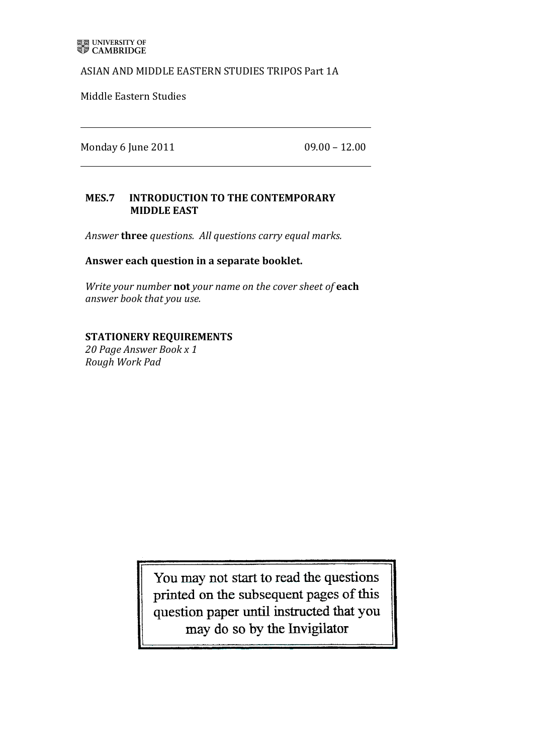UNIVERSITY OF CAMBRIDGE

ASIAN AND MIDDLE EASTERN STUDIES TRIPOS Part 1A

Middle Eastern Studies

---

Monday 6 June 2011 09.00 – 12.00

---

## MES.7 INTRODUCTION TO THE CONTEMPORARY MIDDLE EAST

*Answer* **three** *questions. All questions carry equal marks.*

**Answer each question in a separate booklet.**

*Write your number* **not** *your name on the cover sheet of* **each** *answer book that you use.*

**STATIONERY REQUIREMENTS**

*20 Page Answer Book x 1*
*Rough Work Pad*

You may not start to read the questions printed on the subsequent pages of this question paper until instructed that you may do so by the Invigilator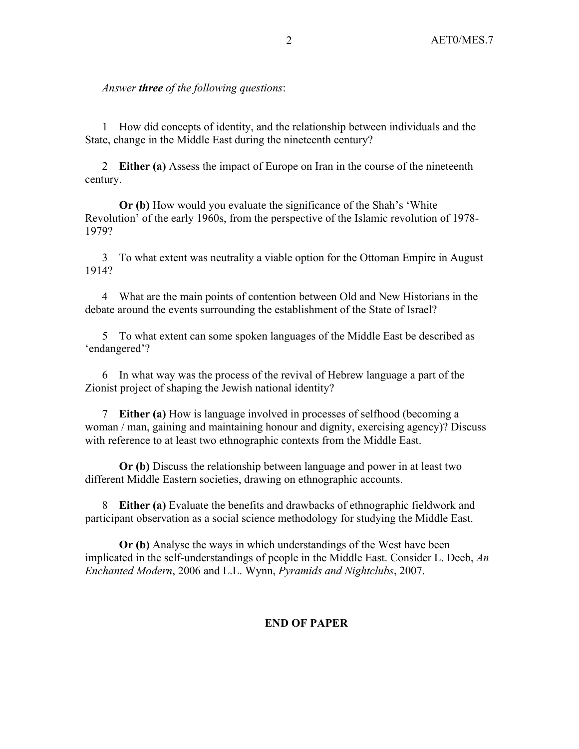*Answer **three** of the following questions*:

1 How did concepts of identity, and the relationship between individuals and the State, change in the Middle East during the nineteenth century?

2 **Either (a)** Assess the impact of Europe on Iran in the course of the nineteenth century.

**Or (b)** How would you evaluate the significance of the Shah's 'White Revolution' of the early 1960s, from the perspective of the Islamic revolution of 1978-1979?

3 To what extent was neutrality a viable option for the Ottoman Empire in August 1914?

4 What are the main points of contention between Old and New Historians in the debate around the events surrounding the establishment of the State of Israel?

5 To what extent can some spoken languages of the Middle East be described as 'endangered'?

6 In what way was the process of the revival of Hebrew language a part of the Zionist project of shaping the Jewish national identity?

7 **Either (a)** How is language involved in processes of selfhood (becoming a woman / man, gaining and maintaining honour and dignity, exercising agency)? Discuss with reference to at least two ethnographic contexts from the Middle East.

**Or (b)** Discuss the relationship between language and power in at least two different Middle Eastern societies, drawing on ethnographic accounts.

8 **Either (a)** Evaluate the benefits and drawbacks of ethnographic fieldwork and participant observation as a social science methodology for studying the Middle East.

**Or (b)** Analyse the ways in which understandings of the West have been implicated in the self-understandings of people in the Middle East. Consider L. Deeb, *An Enchanted Modern*, 2006 and L.L. Wynn, *Pyramids and Nightclubs*, 2007.

**END OF PAPER**